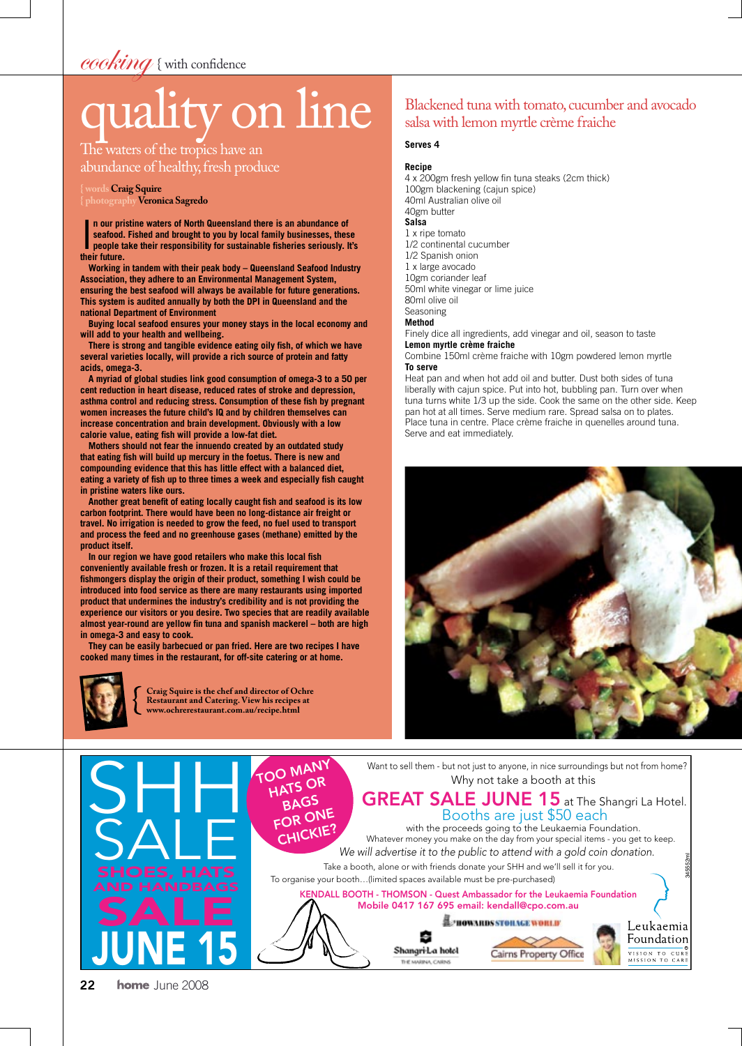cooking { with confidence

# quality on line

The waters of the tropics have an abundance of healthy, fresh produce

{ words Craig Squire
{ photography Veronica Sagredo

**In our pristine waters of North Queensland there is an abundance of seafood. Fished and brought to you by local family businesses, these people take their responsibility for sustainable fisheries seriously. It's their future.**

**Working in tandem with their peak body – Queensland Seafood Industry Association, they adhere to an Environmental Management System, ensuring the best seafood will always be available for future generations. This system is audited annually by both the DPI in Queensland and the national Department of Environment**

**Buying local seafood ensures your money stays in the local economy and will add to your health and wellbeing.**

**There is strong and tangible evidence eating oily fish, of which we have several varieties locally, will provide a rich source of protein and fatty acids, omega-3.**

**A myriad of global studies link good consumption of omega-3 to a 50 per cent reduction in heart disease, reduced rates of stroke and depression, asthma control and reducing stress. Consumption of these fish by pregnant women increases the future child's IQ and by children themselves can increase concentration and brain development. Obviously with a low calorie value, eating fish will provide a low-fat diet.**

**Mothers should not fear the innuendo created by an outdated study that eating fish will build up mercury in the foetus. There is new and compounding evidence that this has little effect with a balanced diet, eating a variety of fish up to three times a week and especially fish caught in pristine waters like ours.**

**Another great benefit of eating locally caught fish and seafood is its low carbon footprint. There would have been no long-distance air freight or travel. No irrigation is needed to grow the feed, no fuel used to transport and process the feed and no greenhouse gases (methane) emitted by the product itself.**

**In our region we have good retailers who make this local fish conveniently available fresh or frozen. It is a retail requirement that fishmongers display the origin of their product, something I wish could be introduced into food service as there are many restaurants using imported product that undermines the industry's credibility and is not providing the experience our visitors or you desire. Two species that are readily available almost year-round are yellow fin tuna and spanish mackerel – both are high in omega-3 and easy to cook.**

**They can be easily barbecued or pan fried. Here are two recipes I have cooked many times in the restaurant, for off-site catering or at home.**

{ **Craig Squire is the chef and director of Ochre Restaurant and Catering. View his recipes at www.ochrerestaurant.com.au/recipe.html**

## Blackened tuna with tomato, cucumber and avocado salsa with lemon myrtle crème fraiche

**Serves 4**

**Recipe**

4 x 200gm fresh yellow fin tuna steaks (2cm thick)
100gm blackening (cajun spice)
40ml Australian olive oil
40gm butter

**Salsa**

1 x ripe tomato
1/2 continental cucumber
1/2 Spanish onion
1 x large avocado
10gm coriander leaf
50ml white vinegar or lime juice
80ml olive oil
Seasoning

**Method**

Finely dice all ingredients, add vinegar and oil, season to taste

**Lemon myrtle crème fraiche**

Combine 150ml crème fraiche with 10gm powdered lemon myrtle

**To serve**

Heat pan and when hot add oil and butter. Dust both sides of tuna liberally with cajun spice. Put into hot, bubbling pan. Turn over when tuna turns white 1/3 up the side. Cook the same on the other side. Keep pan hot at all times. Serve medium rare. Spread salsa on to plates. Place tuna in centre. Place crème fraiche in quenelles around tuna. Serve and eat immediately.

---

# SHH SALE

**SHOES, HATS AND HANDBAGS SALE JUNE 15**

**TOO MANY HATS OR BAGS FOR ONE CHICKIE?**

Want to sell them - but not just to anyone, in nice surroundings but not from home?

Why not take a booth at this

**GREAT SALE JUNE 15** at The Shangri La Hotel.

Booths are just $50 each

with the proceeds going to the Leukaemia Foundation.

Whatever money you make on the day from your special items - you get to keep.

*We will advertise it to the public to attend with a gold coin donation.*

Take a booth, alone or with friends donate your SHH and we'll sell it for you.

To organise your booth…(limited spaces available must be pre-purchased)

**KENDALL BOOTH - THOMSON - Quest Ambassador for the Leukaemia Foundation**
**Mobile 0417 167 695 email: kendall@cpo.com.au**

HOWARDS STORAGE WORLD | Shangri-La hotel THE MARINA, CAIRNS | Cairns Property Office | Leukaemia Foundation VISION TO CURE MISSION TO CARE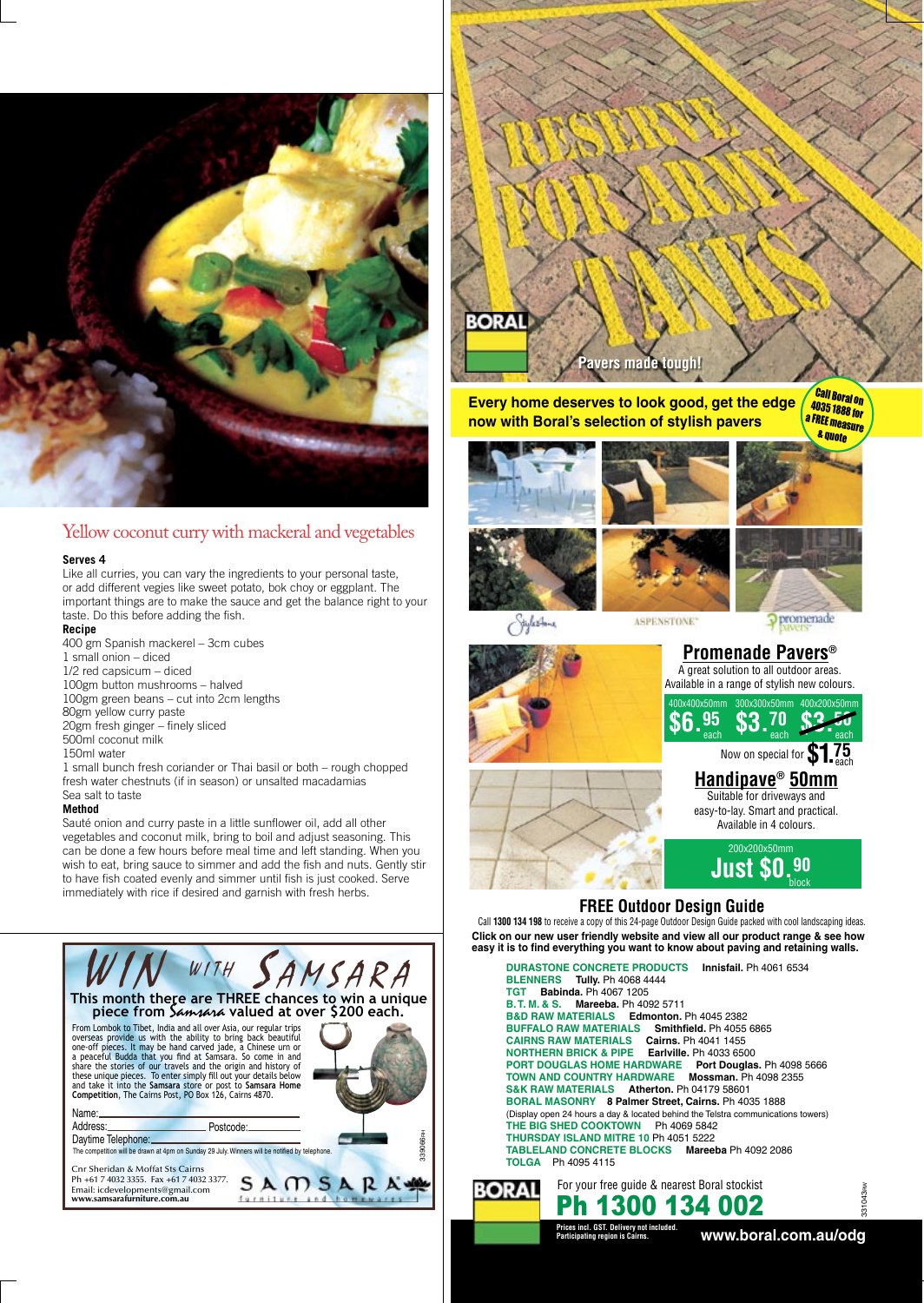## Yellow coconut curry with mackeral and vegetables

**Serves 4**

Like all curries, you can vary the ingredients to your personal taste, or add different vegies like sweet potato, bok choy or eggplant. The important things are to make the sauce and get the balance right to your taste. Do this before adding the fish.

**Recipe**

400 gm Spanish mackerel – 3cm cubes
1 small onion – diced
1/2 red capsicum – diced
100gm button mushrooms – halved
100gm green beans – cut into 2cm lengths
80gm yellow curry paste
20gm fresh ginger – finely sliced
500ml coconut milk
150ml water
1 small bunch fresh coriander or Thai basil or both – rough chopped
fresh water chestnuts (if in season) or unsalted macadamias
Sea salt to taste

**Method**

Sauté onion and curry paste in a little sunflower oil, add all other vegetables and coconut milk, bring to boil and adjust seasoning. This can be done a few hours before meal time and left standing. When you wish to eat, bring sauce to simmer and add the fish and nuts. Gently stir to have fish coated evenly and simmer until fish is just cooked. Serve immediately with rice if desired and garnish with fresh herbs.

---

# WIN WITH SAMSARA

**This month there are THREE chances to win a unique piece from Samsara valued at over $200 each.**

From Lombok to Tibet, India and all over Asia, our regular trips overseas provide us with the ability to bring back beautiful one-off pieces. It may be hand carved jade, a Chinese urn or a peaceful Budda that you find at Samsara. So come in and share the stories of our travels and the origin and history of these unique pieces. To enter simply fill out your details below and take it into the **Samsara** store or post to **Samsara Home Competition**, The Cairns Post, PO Box 126, Cairns 4870.

Name:\_\_\_\_\_\_\_\_\_\_\_\_\_\_\_\_\_\_\_\_
Address:\_\_\_\_\_\_\_\_\_\_\_\_\_\_\_\_ Postcode:\_\_\_\_\_\_
Daytime Telephone:\_\_\_\_\_\_\_\_\_\_\_\_\_\_\_\_

The competition will be drawn at 4pm on Sunday 29 July. Winners will be notified by telephone.

Cnr Sheridan & Moffat Sts Cairns
Ph +61 7 4032 3355. Fax +61 7 4032 3377.
Email: icdevelopments@gmail.com
**www.samsarafurniture.com.au**

SAMSARA furniture and homewares

339066RH

---

RESERVE FOR ARMY TANKS

BORAL

**Pavers made tough!**

**Every home deserves to look good, get the edge now with Boral's selection of stylish pavers**

**Call Boral on 4035 1888 for a FREE measure & quote**

Stylestone ASPENSTONE promenade pavers

## Promenade Pavers®

A great solution to all outdoor areas. Available in a range of stylish new colours.

| 400x400x50mm | 300x300x50mm | 400x200x50mm |
|---|---|---|
| $6.95 each | $3.70 each | ~~$3.50~~ each |

Now on special for **$1.75** each

## Handipave® 50mm

Suitable for driveways and easy-to-lay. Smart and practical. Available in 4 colours.

200x200x50mm
**Just $0.90** block

## FREE Outdoor Design Guide

Call **1300 134 198** to receive a copy of this 24-page Outdoor Design Guide packed with cool landscaping ideas.

**Click on our new user friendly website and view all our product range & see how easy it is to find everything you want to know about paving and retaining walls.**

**DURASTONE CONCRETE PRODUCTS** **Innisfail.** Ph 4061 6534
**BLENNERS** **Tully.** Ph 4068 4444
**TGT** **Babinda.** Ph 4067 1205
**B.T. M. & S.** **Mareeba.** Ph 4092 5711
**B&D RAW MATERIALS** **Edmonton.** Ph 4045 2382
**BUFFALO RAW MATERIALS** **Smithfield.** Ph 4055 6865
**CAIRNS RAW MATERIALS** **Cairns.** Ph 4041 1455
**NORTHERN BRICK & PIPE** **Earlville.** Ph 4033 6500
**PORT DOUGLAS HOME HARDWARE** **Port Douglas.** Ph 4098 5666
**TOWN AND COUNTRY HARDWARE** **Mossman.** Ph 4098 2355
**S&K RAW MATERIALS** **Atherton.** Ph 04179 58601
**BORAL MASONRY** **8 Palmer Street, Cairns.** Ph 4035 1888
(Display open 24 hours a day & located behind the Telstra communications towers)
**THE BIG SHED COOKTOWN** Ph 4069 5842
**THURSDAY ISLAND MITRE 10** Ph 4051 5222
**TABLELAND CONCRETE BLOCKS** **Mareeba** Ph 4092 2086
**TOLGA** Ph 4095 4115

BORAL For your free guide & nearest Boral stockist
**Ph 1300 134 002**

**Prices incl. GST. Delivery not included. Participating region is Cairns.**

**www.boral.com.au/odg**

331043RW